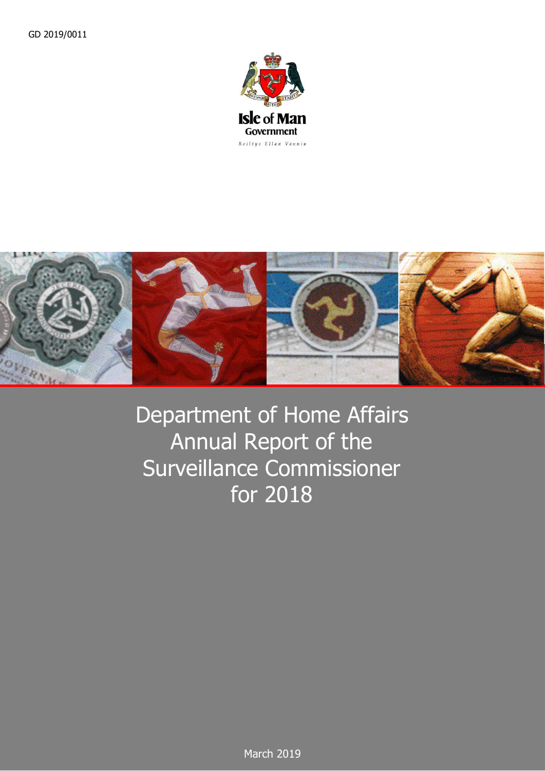GD 2019/0011

Isle of Man Government

Reiltys Ellan Vannin

# Department of Home Affairs Annual Report of the Surveillance Commissioner for 2018

March 2019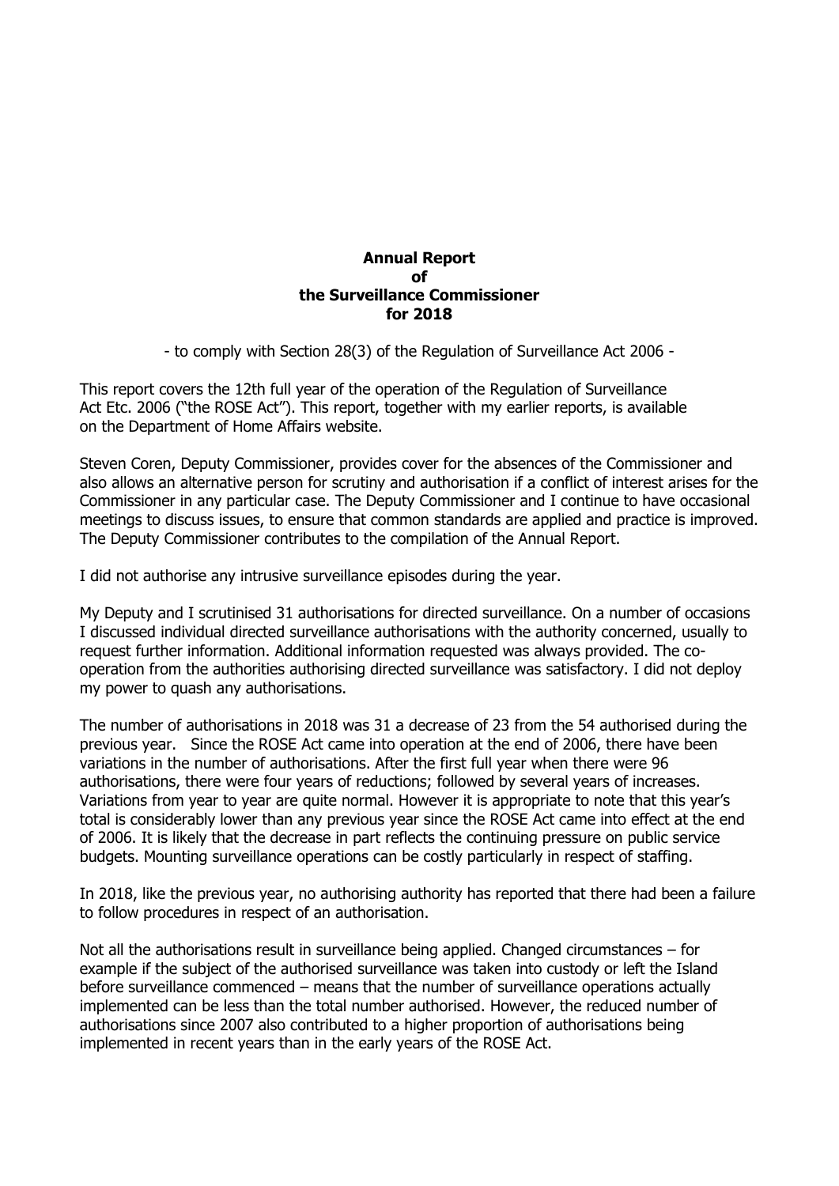# Annual Report of the Surveillance Commissioner for 2018

- to comply with Section 28(3) of the Regulation of Surveillance Act 2006 -

This report covers the 12th full year of the operation of the Regulation of Surveillance Act Etc. 2006 ("the ROSE Act"). This report, together with my earlier reports, is available on the Department of Home Affairs website.

Steven Coren, Deputy Commissioner, provides cover for the absences of the Commissioner and also allows an alternative person for scrutiny and authorisation if a conflict of interest arises for the Commissioner in any particular case. The Deputy Commissioner and I continue to have occasional meetings to discuss issues, to ensure that common standards are applied and practice is improved. The Deputy Commissioner contributes to the compilation of the Annual Report.

I did not authorise any intrusive surveillance episodes during the year.

My Deputy and I scrutinised 31 authorisations for directed surveillance. On a number of occasions I discussed individual directed surveillance authorisations with the authority concerned, usually to request further information. Additional information requested was always provided. The co-operation from the authorities authorising directed surveillance was satisfactory. I did not deploy my power to quash any authorisations.

The number of authorisations in 2018 was 31 a decrease of 23 from the 54 authorised during the previous year. Since the ROSE Act came into operation at the end of 2006, there have been variations in the number of authorisations. After the first full year when there were 96 authorisations, there were four years of reductions; followed by several years of increases. Variations from year to year are quite normal. However it is appropriate to note that this year's total is considerably lower than any previous year since the ROSE Act came into effect at the end of 2006. It is likely that the decrease in part reflects the continuing pressure on public service budgets. Mounting surveillance operations can be costly particularly in respect of staffing.

In 2018, like the previous year, no authorising authority has reported that there had been a failure to follow procedures in respect of an authorisation.

Not all the authorisations result in surveillance being applied. Changed circumstances – for example if the subject of the authorised surveillance was taken into custody or left the Island before surveillance commenced – means that the number of surveillance operations actually implemented can be less than the total number authorised. However, the reduced number of authorisations since 2007 also contributed to a higher proportion of authorisations being implemented in recent years than in the early years of the ROSE Act.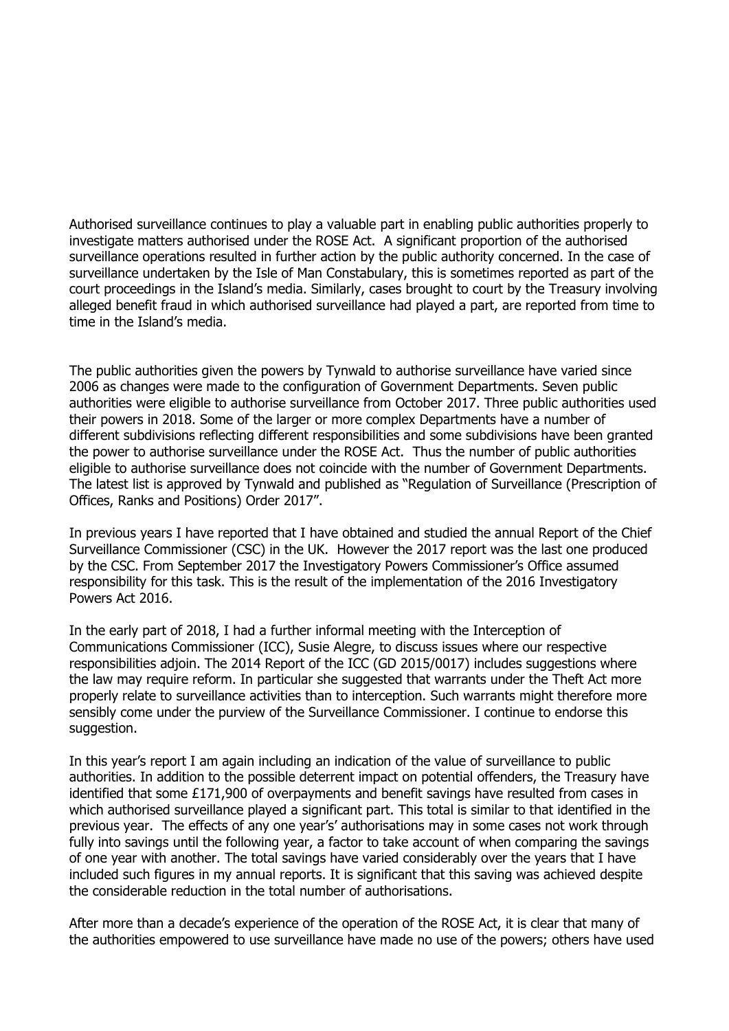Authorised surveillance continues to play a valuable part in enabling public authorities properly to investigate matters authorised under the ROSE Act. A significant proportion of the authorised surveillance operations resulted in further action by the public authority concerned. In the case of surveillance undertaken by the Isle of Man Constabulary, this is sometimes reported as part of the court proceedings in the Island's media. Similarly, cases brought to court by the Treasury involving alleged benefit fraud in which authorised surveillance had played a part, are reported from time to time in the Island's media.

The public authorities given the powers by Tynwald to authorise surveillance have varied since 2006 as changes were made to the configuration of Government Departments. Seven public authorities were eligible to authorise surveillance from October 2017. Three public authorities used their powers in 2018. Some of the larger or more complex Departments have a number of different subdivisions reflecting different responsibilities and some subdivisions have been granted the power to authorise surveillance under the ROSE Act. Thus the number of public authorities eligible to authorise surveillance does not coincide with the number of Government Departments. The latest list is approved by Tynwald and published as "Regulation of Surveillance (Prescription of Offices, Ranks and Positions) Order 2017".

In previous years I have reported that I have obtained and studied the annual Report of the Chief Surveillance Commissioner (CSC) in the UK. However the 2017 report was the last one produced by the CSC. From September 2017 the Investigatory Powers Commissioner's Office assumed responsibility for this task. This is the result of the implementation of the 2016 Investigatory Powers Act 2016.

In the early part of 2018, I had a further informal meeting with the Interception of Communications Commissioner (ICC), Susie Alegre, to discuss issues where our respective responsibilities adjoin. The 2014 Report of the ICC (GD 2015/0017) includes suggestions where the law may require reform. In particular she suggested that warrants under the Theft Act more properly relate to surveillance activities than to interception. Such warrants might therefore more sensibly come under the purview of the Surveillance Commissioner. I continue to endorse this suggestion.

In this year's report I am again including an indication of the value of surveillance to public authorities. In addition to the possible deterrent impact on potential offenders, the Treasury have identified that some £171,900 of overpayments and benefit savings have resulted from cases in which authorised surveillance played a significant part. This total is similar to that identified in the previous year. The effects of any one year's' authorisations may in some cases not work through fully into savings until the following year, a factor to take account of when comparing the savings of one year with another. The total savings have varied considerably over the years that I have included such figures in my annual reports. It is significant that this saving was achieved despite the considerable reduction in the total number of authorisations.

After more than a decade's experience of the operation of the ROSE Act, it is clear that many of the authorities empowered to use surveillance have made no use of the powers; others have used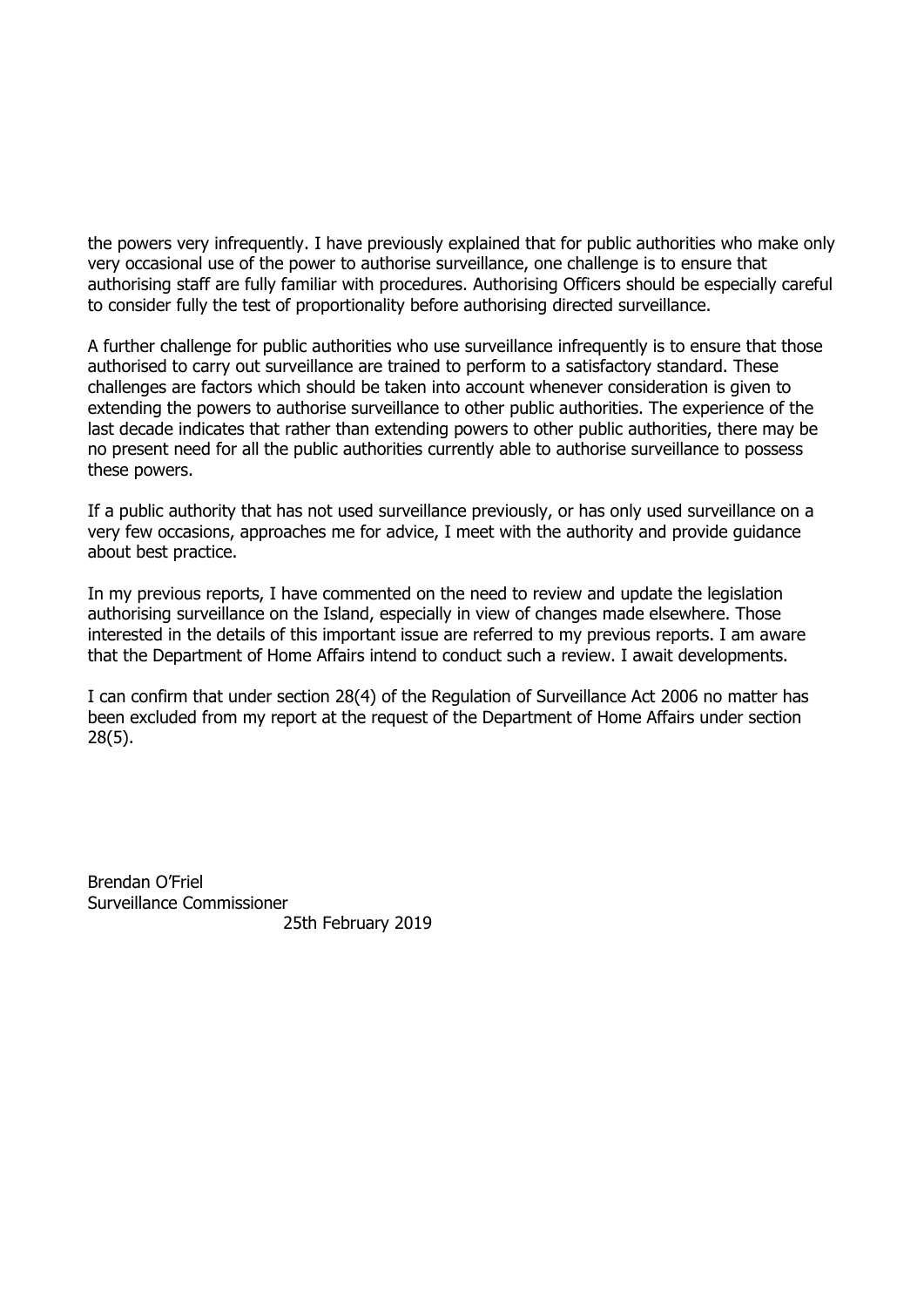the powers very infrequently. I have previously explained that for public authorities who make only very occasional use of the power to authorise surveillance, one challenge is to ensure that authorising staff are fully familiar with procedures. Authorising Officers should be especially careful to consider fully the test of proportionality before authorising directed surveillance.

A further challenge for public authorities who use surveillance infrequently is to ensure that those authorised to carry out surveillance are trained to perform to a satisfactory standard. These challenges are factors which should be taken into account whenever consideration is given to extending the powers to authorise surveillance to other public authorities. The experience of the last decade indicates that rather than extending powers to other public authorities, there may be no present need for all the public authorities currently able to authorise surveillance to possess these powers.

If a public authority that has not used surveillance previously, or has only used surveillance on a very few occasions, approaches me for advice, I meet with the authority and provide guidance about best practice.

In my previous reports, I have commented on the need to review and update the legislation authorising surveillance on the Island, especially in view of changes made elsewhere. Those interested in the details of this important issue are referred to my previous reports. I am aware that the Department of Home Affairs intend to conduct such a review. I await developments.

I can confirm that under section 28(4) of the Regulation of Surveillance Act 2006 no matter has been excluded from my report at the request of the Department of Home Affairs under section 28(5).

Brendan O'Friel
Surveillance Commissioner
25th February 2019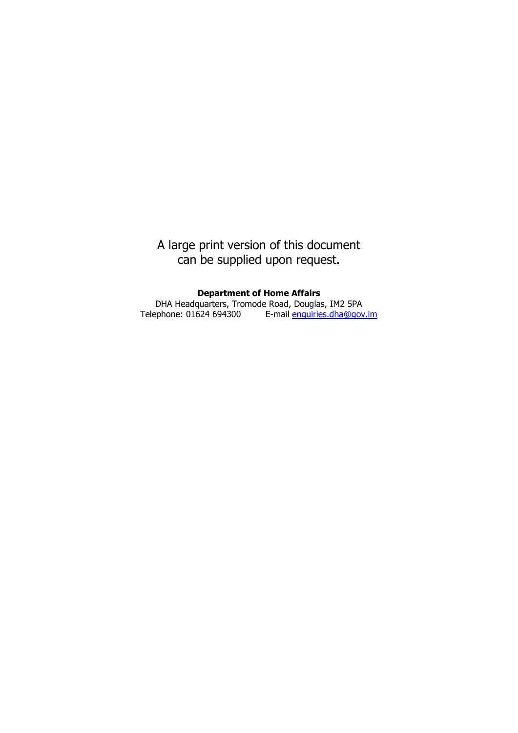A large print version of this document can be supplied upon request.

**Department of Home Affairs**

DHA Headquarters, Tromode Road, Douglas, IM2 5PA

Telephone: 01624 694300    E-mail enquiries.dha@gov.im